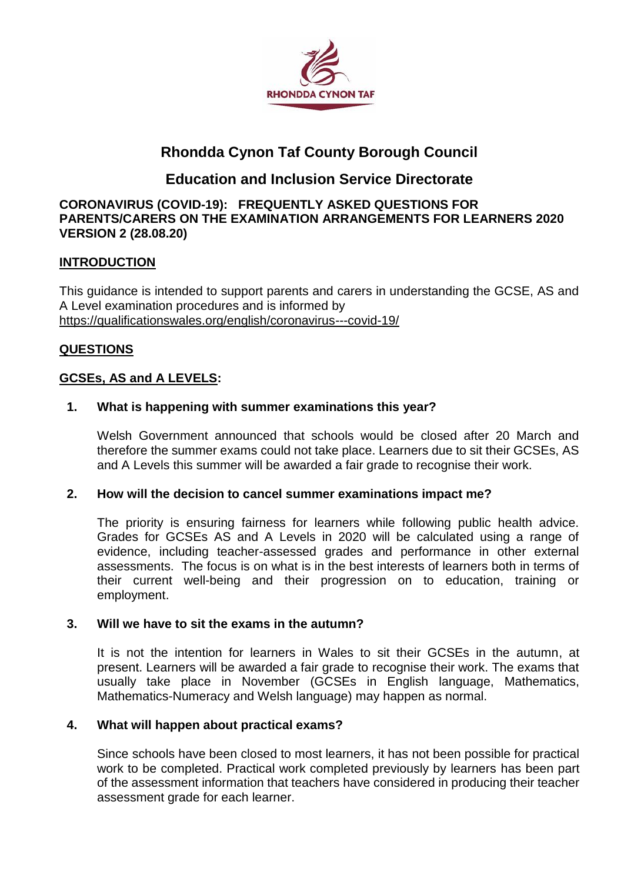RHONDDA CYNON TAF

# Rhondda Cynon Taf County Borough Council

## Education and Inclusion Service Directorate

**CORONAVIRUS (COVID-19): FREQUENTLY ASKED QUESTIONS FOR PARENTS/CARERS ON THE EXAMINATION ARRANGEMENTS FOR LEARNERS 2020 VERSION 2 (28.08.20)**

### INTRODUCTION

This guidance is intended to support parents and carers in understanding the GCSE, AS and A Level examination procedures and is informed by https://qualificationswales.org/english/coronavirus---covid-19/

### QUESTIONS

### GCSEs, AS and A LEVELS:

**1. What is happening with summer examinations this year?**

Welsh Government announced that schools would be closed after 20 March and therefore the summer exams could not take place. Learners due to sit their GCSEs, AS and A Levels this summer will be awarded a fair grade to recognise their work.

**2. How will the decision to cancel summer examinations impact me?**

The priority is ensuring fairness for learners while following public health advice. Grades for GCSEs AS and A Levels in 2020 will be calculated using a range of evidence, including teacher-assessed grades and performance in other external assessments. The focus is on what is in the best interests of learners both in terms of their current well-being and their progression on to education, training or employment.

**3. Will we have to sit the exams in the autumn?**

It is not the intention for learners in Wales to sit their GCSEs in the autumn, at present. Learners will be awarded a fair grade to recognise their work. The exams that usually take place in November (GCSEs in English language, Mathematics, Mathematics-Numeracy and Welsh language) may happen as normal.

**4. What will happen about practical exams?**

Since schools have been closed to most learners, it has not been possible for practical work to be completed. Practical work completed previously by learners has been part of the assessment information that teachers have considered in producing their teacher assessment grade for each learner.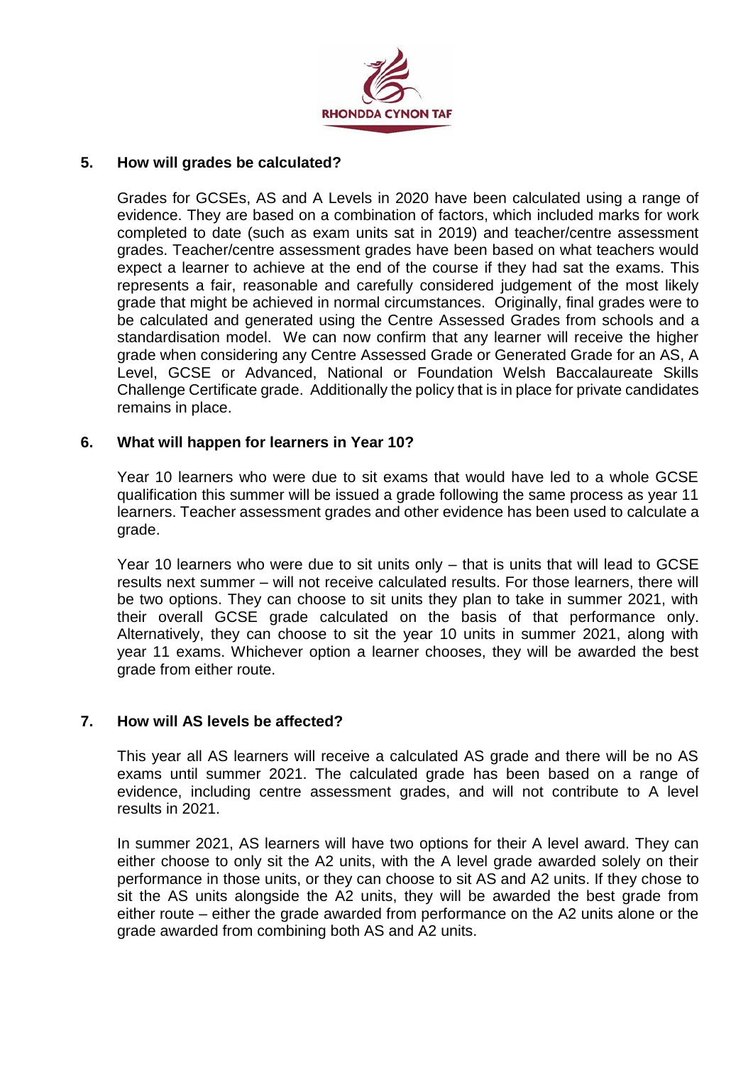## 5. How will grades be calculated?

Grades for GCSEs, AS and A Levels in 2020 have been calculated using a range of evidence. They are based on a combination of factors, which included marks for work completed to date (such as exam units sat in 2019) and teacher/centre assessment grades. Teacher/centre assessment grades have been based on what teachers would expect a learner to achieve at the end of the course if they had sat the exams. This represents a fair, reasonable and carefully considered judgement of the most likely grade that might be achieved in normal circumstances. Originally, final grades were to be calculated and generated using the Centre Assessed Grades from schools and a standardisation model. We can now confirm that any learner will receive the higher grade when considering any Centre Assessed Grade or Generated Grade for an AS, A Level, GCSE or Advanced, National or Foundation Welsh Baccalaureate Skills Challenge Certificate grade. Additionally the policy that is in place for private candidates remains in place.

## 6. What will happen for learners in Year 10?

Year 10 learners who were due to sit exams that would have led to a whole GCSE qualification this summer will be issued a grade following the same process as year 11 learners. Teacher assessment grades and other evidence has been used to calculate a grade.

Year 10 learners who were due to sit units only – that is units that will lead to GCSE results next summer – will not receive calculated results. For those learners, there will be two options. They can choose to sit units they plan to take in summer 2021, with their overall GCSE grade calculated on the basis of that performance only. Alternatively, they can choose to sit the year 10 units in summer 2021, along with year 11 exams. Whichever option a learner chooses, they will be awarded the best grade from either route.

## 7. How will AS levels be affected?

This year all AS learners will receive a calculated AS grade and there will be no AS exams until summer 2021. The calculated grade has been based on a range of evidence, including centre assessment grades, and will not contribute to A level results in 2021.

In summer 2021, AS learners will have two options for their A level award. They can either choose to only sit the A2 units, with the A level grade awarded solely on their performance in those units, or they can choose to sit AS and A2 units. If they chose to sit the AS units alongside the A2 units, they will be awarded the best grade from either route – either the grade awarded from performance on the A2 units alone or the grade awarded from combining both AS and A2 units.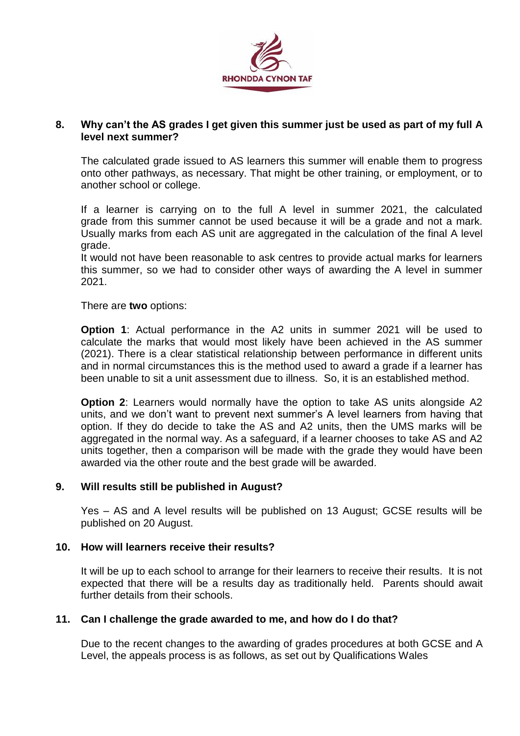## 8. Why can't the AS grades I get given this summer just be used as part of my full A level next summer?

The calculated grade issued to AS learners this summer will enable them to progress onto other pathways, as necessary. That might be other training, or employment, or to another school or college.

If a learner is carrying on to the full A level in summer 2021, the calculated grade from this summer cannot be used because it will be a grade and not a mark. Usually marks from each AS unit are aggregated in the calculation of the final A level grade.
It would not have been reasonable to ask centres to provide actual marks for learners this summer, so we had to consider other ways of awarding the A level in summer 2021.

There are **two** options:

**Option 1**: Actual performance in the A2 units in summer 2021 will be used to calculate the marks that would most likely have been achieved in the AS summer (2021). There is a clear statistical relationship between performance in different units and in normal circumstances this is the method used to award a grade if a learner has been unable to sit a unit assessment due to illness. So, it is an established method.

**Option 2**: Learners would normally have the option to take AS units alongside A2 units, and we don't want to prevent next summer's A level learners from having that option. If they do decide to take the AS and A2 units, then the UMS marks will be aggregated in the normal way. As a safeguard, if a learner chooses to take AS and A2 units together, then a comparison will be made with the grade they would have been awarded via the other route and the best grade will be awarded.

## 9. Will results still be published in August?

Yes – AS and A level results will be published on 13 August; GCSE results will be published on 20 August.

## 10. How will learners receive their results?

It will be up to each school to arrange for their learners to receive their results. It is not expected that there will be a results day as traditionally held. Parents should await further details from their schools.

## 11. Can I challenge the grade awarded to me, and how do I do that?

Due to the recent changes to the awarding of grades procedures at both GCSE and A Level, the appeals process is as follows, as set out by Qualifications Wales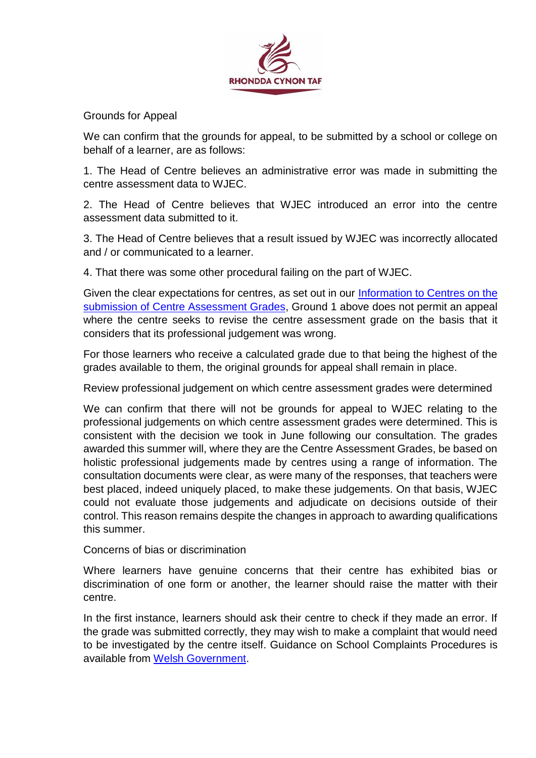## Grounds for Appeal

We can confirm that the grounds for appeal, to be submitted by a school or college on behalf of a learner, are as follows:

1. The Head of Centre believes an administrative error was made in submitting the centre assessment data to WJEC.

2. The Head of Centre believes that WJEC introduced an error into the centre assessment data submitted to it.

3. The Head of Centre believes that a result issued by WJEC was incorrectly allocated and / or communicated to a learner.

4. That there was some other procedural failing on the part of WJEC.

Given the clear expectations for centres, as set out in our Information to Centres on the submission of Centre Assessment Grades, Ground 1 above does not permit an appeal where the centre seeks to revise the centre assessment grade on the basis that it considers that its professional judgement was wrong.

For those learners who receive a calculated grade due to that being the highest of the grades available to them, the original grounds for appeal shall remain in place.

## Review professional judgement on which centre assessment grades were determined

We can confirm that there will not be grounds for appeal to WJEC relating to the professional judgements on which centre assessment grades were determined. This is consistent with the decision we took in June following our consultation. The grades awarded this summer will, where they are the Centre Assessment Grades, be based on holistic professional judgements made by centres using a range of information. The consultation documents were clear, as were many of the responses, that teachers were best placed, indeed uniquely placed, to make these judgements. On that basis, WJEC could not evaluate those judgements and adjudicate on decisions outside of their control. This reason remains despite the changes in approach to awarding qualifications this summer.

## Concerns of bias or discrimination

Where learners have genuine concerns that their centre has exhibited bias or discrimination of one form or another, the learner should raise the matter with their centre.

In the first instance, learners should ask their centre to check if they made an error. If the grade was submitted correctly, they may wish to make a complaint that would need to be investigated by the centre itself. Guidance on School Complaints Procedures is available from Welsh Government.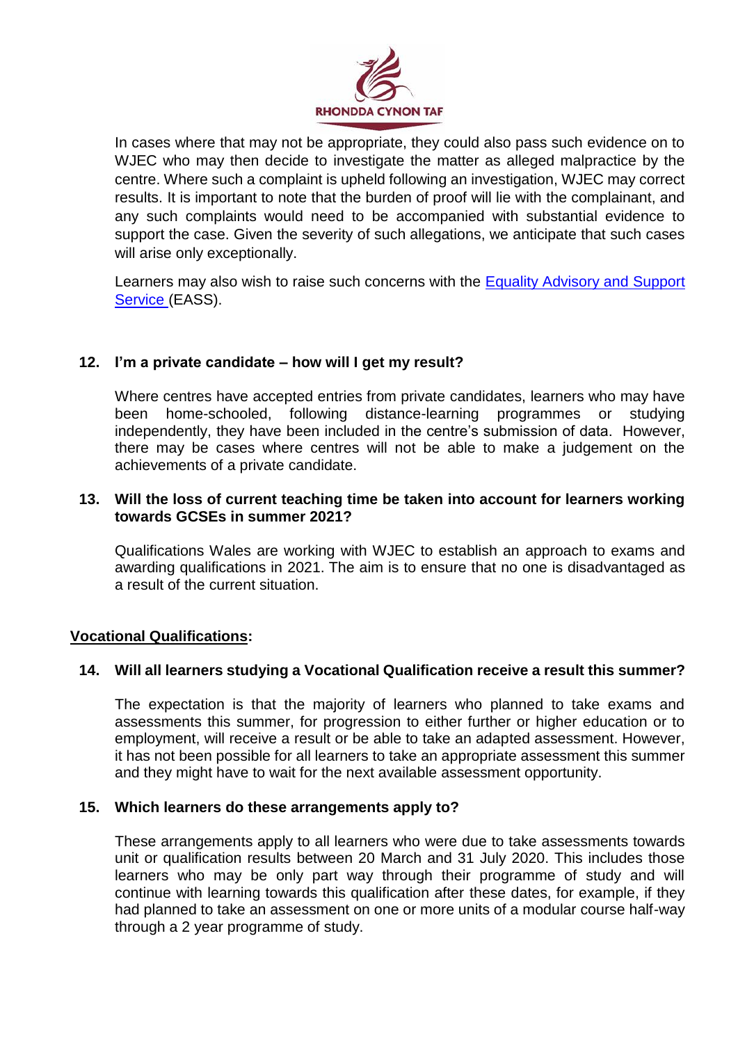In cases where that may not be appropriate, they could also pass such evidence on to WJEC who may then decide to investigate the matter as alleged malpractice by the centre. Where such a complaint is upheld following an investigation, WJEC may correct results. It is important to note that the burden of proof will lie with the complainant, and any such complaints would need to be accompanied with substantial evidence to support the case. Given the severity of such allegations, we anticipate that such cases will arise only exceptionally.

Learners may also wish to raise such concerns with the [Equality Advisory and Support Service](#) (EASS).

**12. I'm a private candidate – how will I get my result?**

Where centres have accepted entries from private candidates, learners who may have been home-schooled, following distance-learning programmes or studying independently, they have been included in the centre's submission of data. However, there may be cases where centres will not be able to make a judgement on the achievements of a private candidate.

**13. Will the loss of current teaching time be taken into account for learners working towards GCSEs in summer 2021?**

Qualifications Wales are working with WJEC to establish an approach to exams and awarding qualifications in 2021. The aim is to ensure that no one is disadvantaged as a result of the current situation.

**<u>Vocational Qualifications</u>:**

**14. Will all learners studying a Vocational Qualification receive a result this summer?**

The expectation is that the majority of learners who planned to take exams and assessments this summer, for progression to either further or higher education or to employment, will receive a result or be able to take an adapted assessment. However, it has not been possible for all learners to take an appropriate assessment this summer and they might have to wait for the next available assessment opportunity.

**15. Which learners do these arrangements apply to?**

These arrangements apply to all learners who were due to take assessments towards unit or qualification results between 20 March and 31 July 2020. This includes those learners who may be only part way through their programme of study and will continue with learning towards this qualification after these dates, for example, if they had planned to take an assessment on one or more units of a modular course half-way through a 2 year programme of study.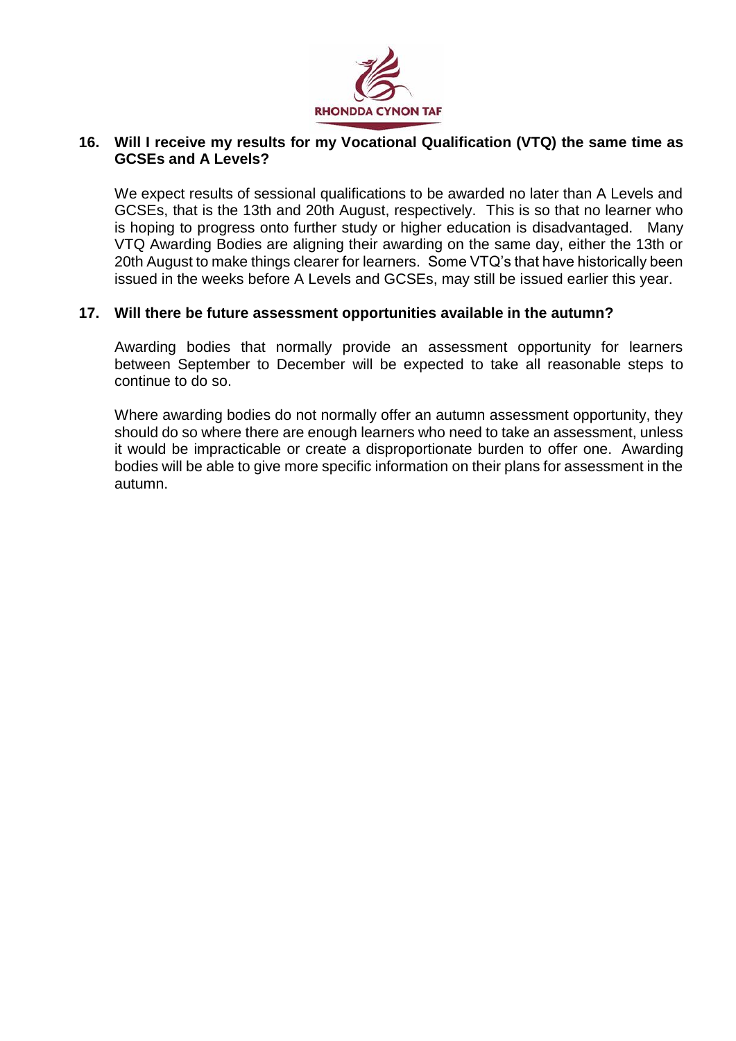**16. Will I receive my results for my Vocational Qualification (VTQ) the same time as GCSEs and A Levels?**

We expect results of sessional qualifications to be awarded no later than A Levels and GCSEs, that is the 13th and 20th August, respectively. This is so that no learner who is hoping to progress onto further study or higher education is disadvantaged. Many VTQ Awarding Bodies are aligning their awarding on the same day, either the 13th or 20th August to make things clearer for learners. Some VTQ's that have historically been issued in the weeks before A Levels and GCSEs, may still be issued earlier this year.

**17. Will there be future assessment opportunities available in the autumn?**

Awarding bodies that normally provide an assessment opportunity for learners between September to December will be expected to take all reasonable steps to continue to do so.

Where awarding bodies do not normally offer an autumn assessment opportunity, they should do so where there are enough learners who need to take an assessment, unless it would be impracticable or create a disproportionate burden to offer one. Awarding bodies will be able to give more specific information on their plans for assessment in the autumn.